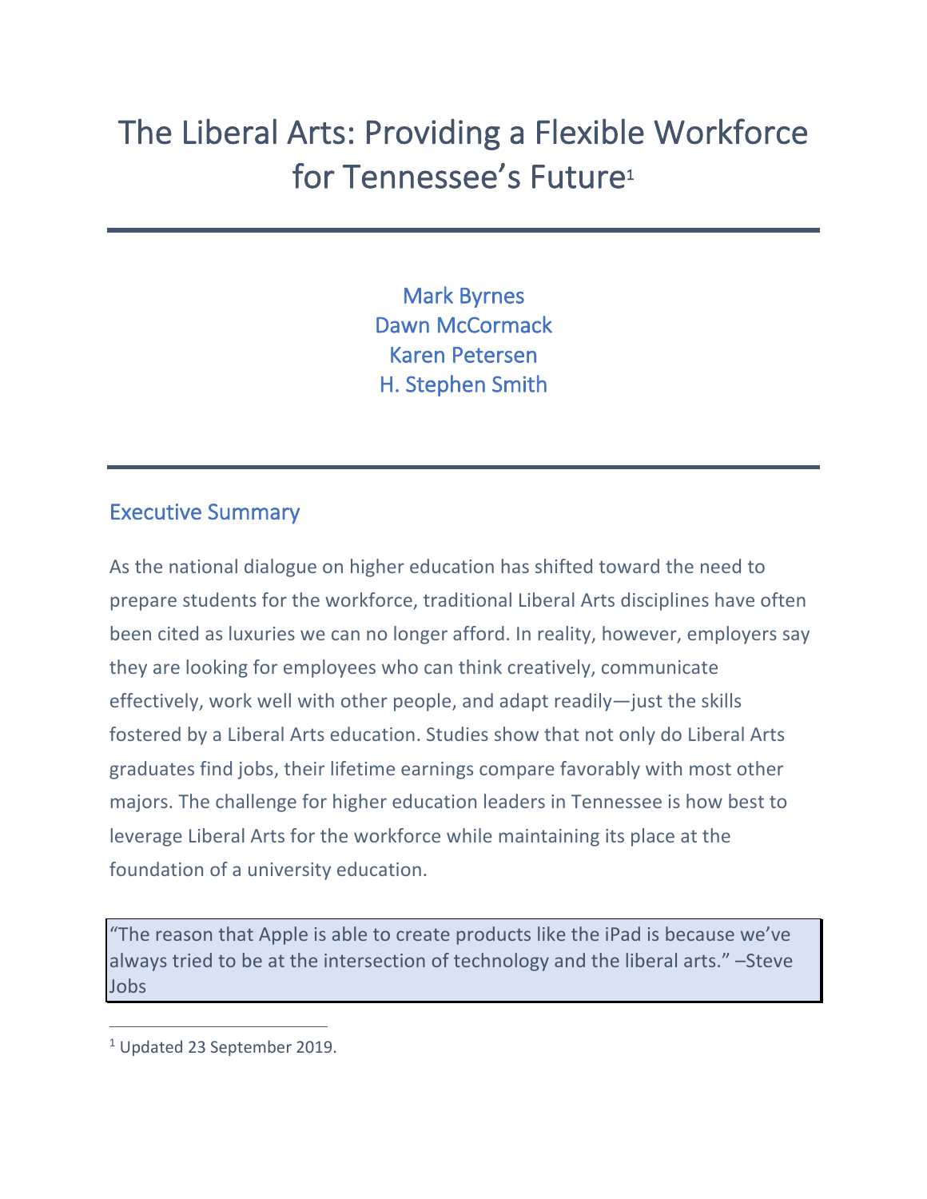# The Liberal Arts: Providing a Flexible Workforce for Tennessee's Future[1]

Mark Byrnes
Dawn McCormack
Karen Petersen
H. Stephen Smith

## Executive Summary

As the national dialogue on higher education has shifted toward the need to prepare students for the workforce, traditional Liberal Arts disciplines have often been cited as luxuries we can no longer afford. In reality, however, employers say they are looking for employees who can think creatively, communicate effectively, work well with other people, and adapt readily—just the skills fostered by a Liberal Arts education. Studies show that not only do Liberal Arts graduates find jobs, their lifetime earnings compare favorably with most other majors. The challenge for higher education leaders in Tennessee is how best to leverage Liberal Arts for the workforce while maintaining its place at the foundation of a university education.

> "The reason that Apple is able to create products like the iPad is because we've always tried to be at the intersection of technology and the liberal arts." –Steve Jobs

[1] Updated 23 September 2019.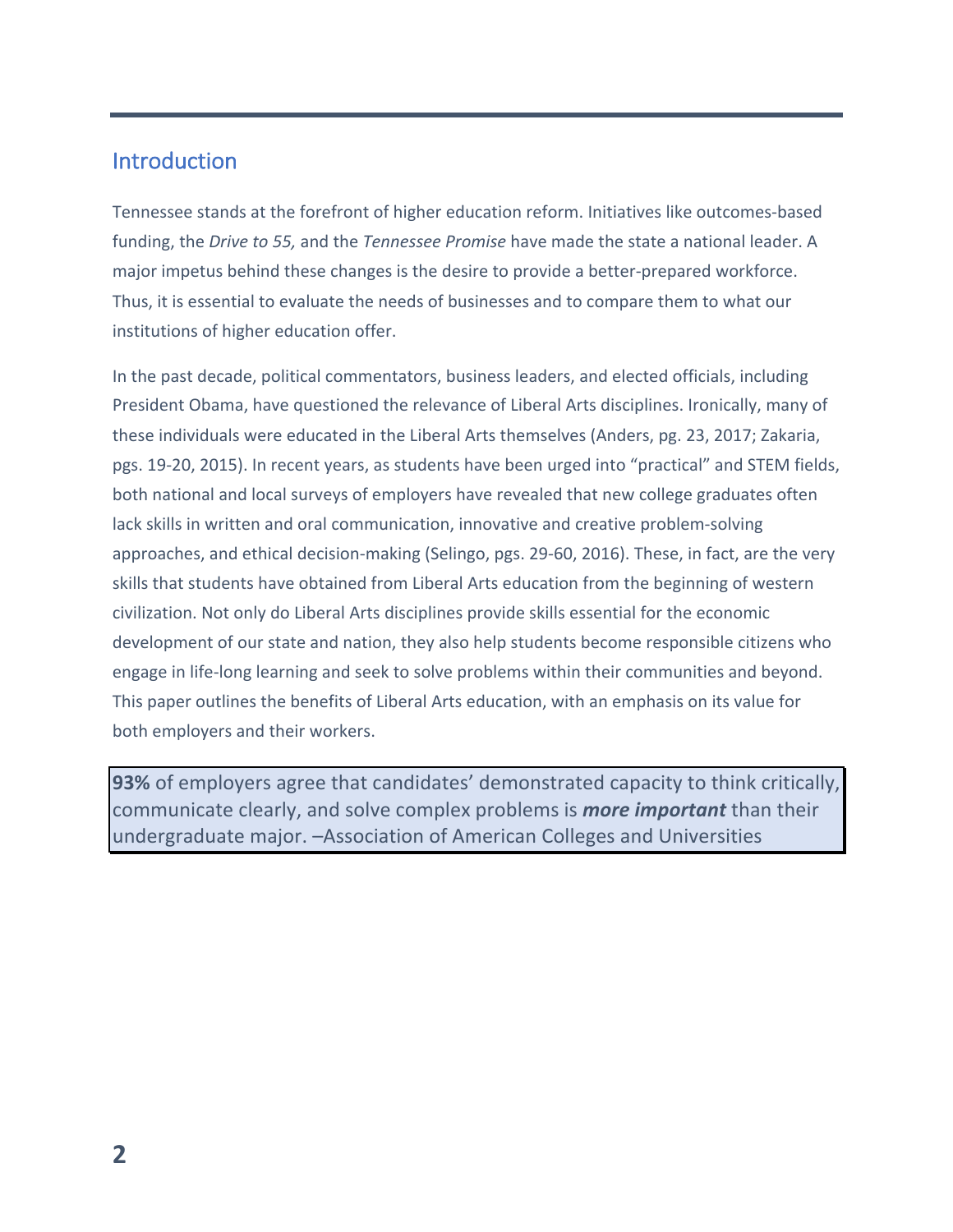## Introduction

Tennessee stands at the forefront of higher education reform. Initiatives like outcomes-based funding, the *Drive to 55,* and the *Tennessee Promise* have made the state a national leader. A major impetus behind these changes is the desire to provide a better-prepared workforce. Thus, it is essential to evaluate the needs of businesses and to compare them to what our institutions of higher education offer.

In the past decade, political commentators, business leaders, and elected officials, including President Obama, have questioned the relevance of Liberal Arts disciplines. Ironically, many of these individuals were educated in the Liberal Arts themselves (Anders, pg. 23, 2017; Zakaria, pgs. 19-20, 2015). In recent years, as students have been urged into "practical" and STEM fields, both national and local surveys of employers have revealed that new college graduates often lack skills in written and oral communication, innovative and creative problem-solving approaches, and ethical decision-making (Selingo, pgs. 29-60, 2016). These, in fact, are the very skills that students have obtained from Liberal Arts education from the beginning of western civilization. Not only do Liberal Arts disciplines provide skills essential for the economic development of our state and nation, they also help students become responsible citizens who engage in life-long learning and seek to solve problems within their communities and beyond. This paper outlines the benefits of Liberal Arts education, with an emphasis on its value for both employers and their workers.

> **93%** of employers agree that candidates' demonstrated capacity to think critically, communicate clearly, and solve complex problems is ***more important*** than their undergraduate major. –Association of American Colleges and Universities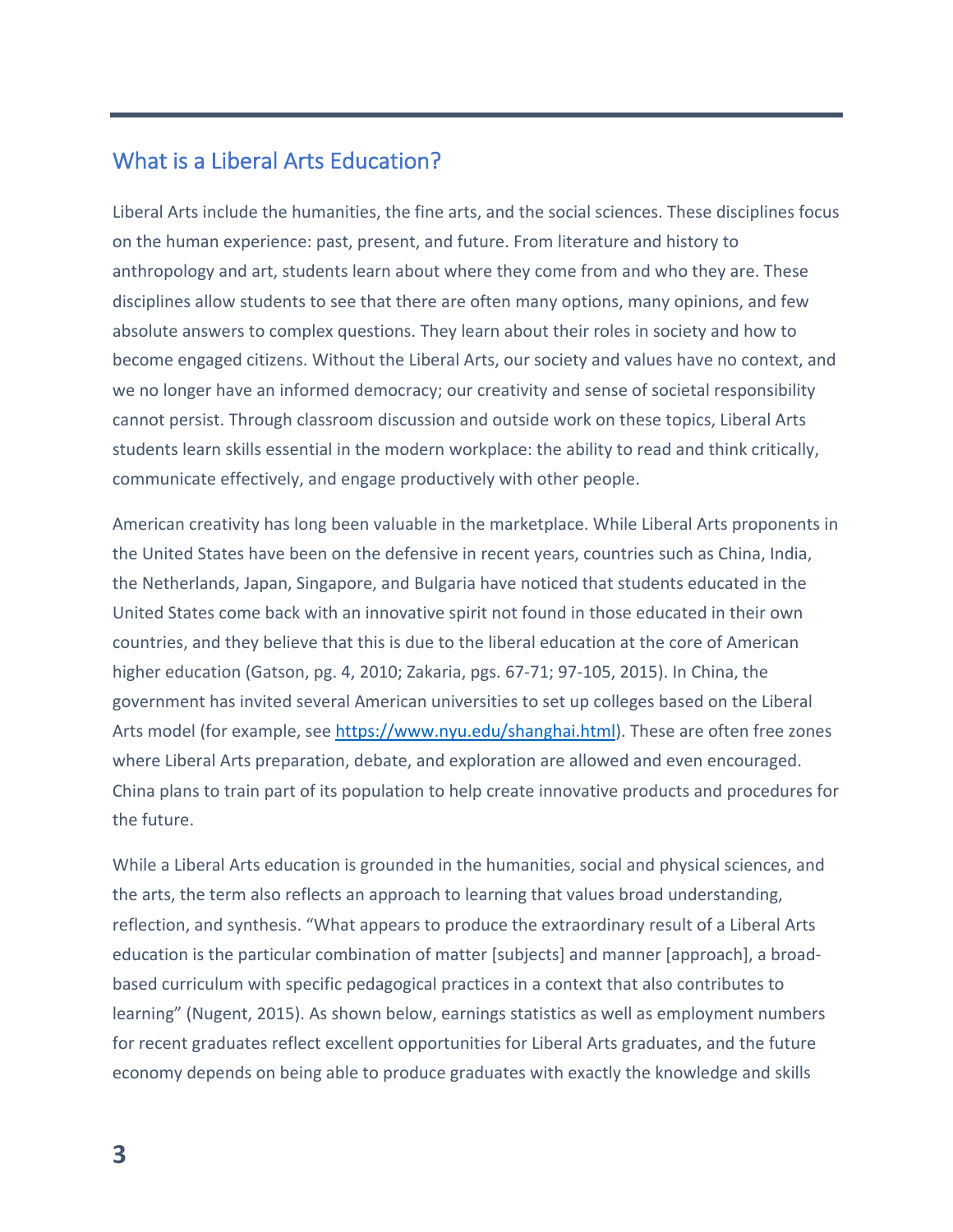## What is a Liberal Arts Education?

Liberal Arts include the humanities, the fine arts, and the social sciences. These disciplines focus on the human experience: past, present, and future. From literature and history to anthropology and art, students learn about where they come from and who they are. These disciplines allow students to see that there are often many options, many opinions, and few absolute answers to complex questions. They learn about their roles in society and how to become engaged citizens. Without the Liberal Arts, our society and values have no context, and we no longer have an informed democracy; our creativity and sense of societal responsibility cannot persist. Through classroom discussion and outside work on these topics, Liberal Arts students learn skills essential in the modern workplace: the ability to read and think critically, communicate effectively, and engage productively with other people.

American creativity has long been valuable in the marketplace. While Liberal Arts proponents in the United States have been on the defensive in recent years, countries such as China, India, the Netherlands, Japan, Singapore, and Bulgaria have noticed that students educated in the United States come back with an innovative spirit not found in those educated in their own countries, and they believe that this is due to the liberal education at the core of American higher education (Gatson, pg. 4, 2010; Zakaria, pgs. 67-71; 97-105, 2015). In China, the government has invited several American universities to set up colleges based on the Liberal Arts model (for example, see [https://www.nyu.edu/shanghai.html](https://www.nyu.edu/shanghai.html)). These are often free zones where Liberal Arts preparation, debate, and exploration are allowed and even encouraged. China plans to train part of its population to help create innovative products and procedures for the future.

While a Liberal Arts education is grounded in the humanities, social and physical sciences, and the arts, the term also reflects an approach to learning that values broad understanding, reflection, and synthesis. "What appears to produce the extraordinary result of a Liberal Arts education is the particular combination of matter [subjects] and manner [approach], a broad-based curriculum with specific pedagogical practices in a context that also contributes to learning" (Nugent, 2015). As shown below, earnings statistics as well as employment numbers for recent graduates reflect excellent opportunities for Liberal Arts graduates, and the future economy depends on being able to produce graduates with exactly the knowledge and skills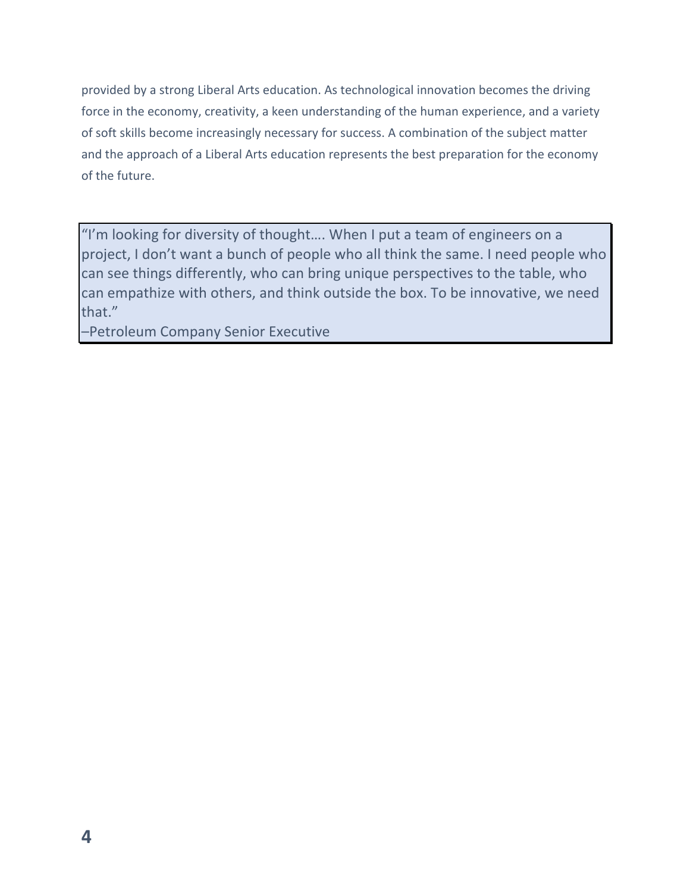provided by a strong Liberal Arts education. As technological innovation becomes the driving force in the economy, creativity, a keen understanding of the human experience, and a variety of soft skills become increasingly necessary for success. A combination of the subject matter and the approach of a Liberal Arts education represents the best preparation for the economy of the future.

> "I'm looking for diversity of thought…. When I put a team of engineers on a project, I don't want a bunch of people who all think the same. I need people who can see things differently, who can bring unique perspectives to the table, who can empathize with others, and think outside the box. To be innovative, we need that."
>
> –Petroleum Company Senior Executive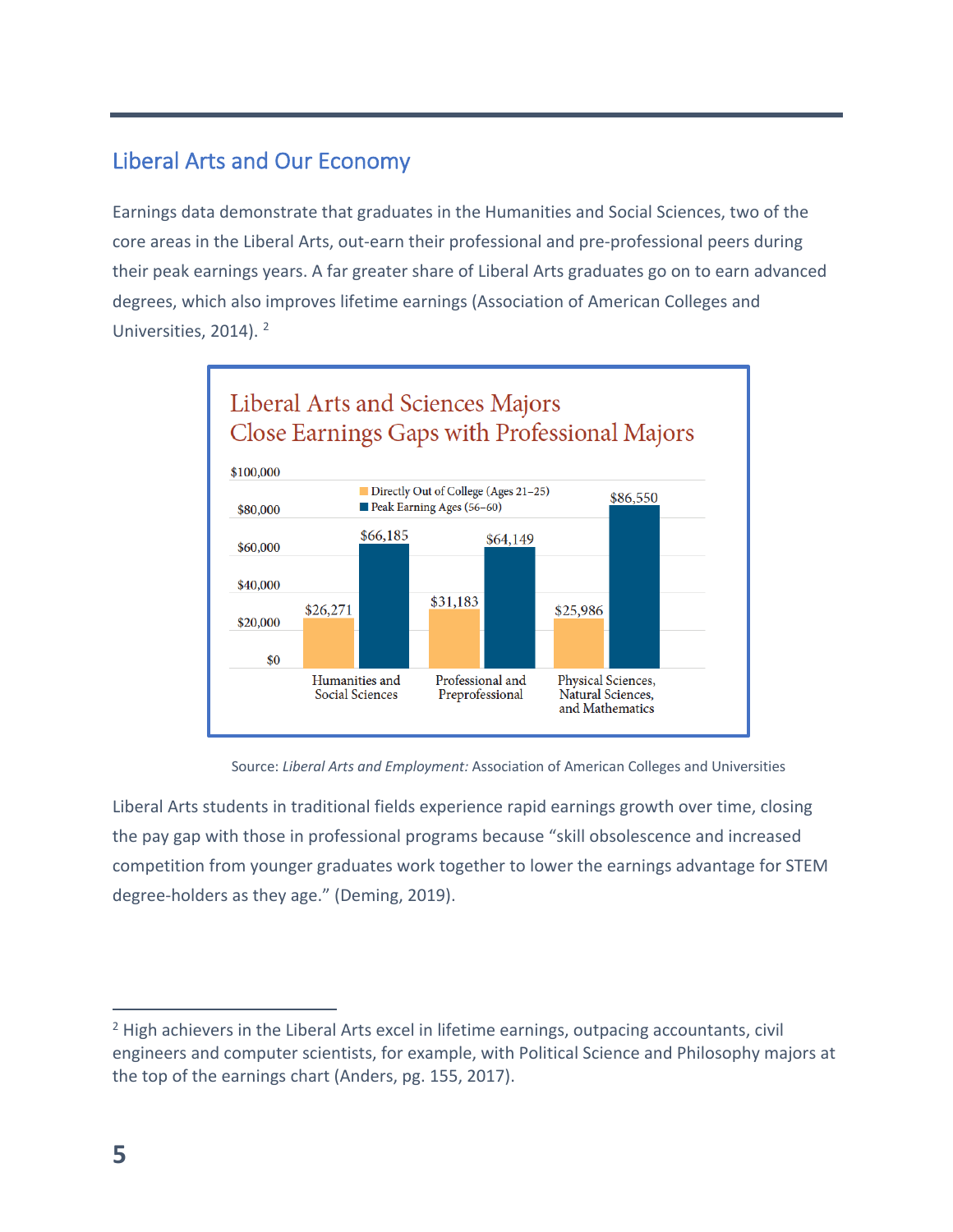## Liberal Arts and Our Economy

Earnings data demonstrate that graduates in the Humanities and Social Sciences, two of the core areas in the Liberal Arts, out-earn their professional and pre-professional peers during their peak earnings years. A far greater share of Liberal Arts graduates go on to earn advanced degrees, which also improves lifetime earnings (Association of American Colleges and Universities, 2014). [2]

**Liberal Arts and Sciences Majors Close Earnings Gaps with Professional Majors**

| | Directly Out of College (Ages 21–25) | Peak Earning Ages (56–60) |
|---|---|---|
| Humanities and Social Sciences | $26,271 | $66,185 |
| Professional and Preprofessional | $31,183 | $64,149 |
| Physical Sciences, Natural Sciences, and Mathematics | $25,986 | $86,550 |

Source: *Liberal Arts and Employment:* Association of American Colleges and Universities

Liberal Arts students in traditional fields experience rapid earnings growth over time, closing the pay gap with those in professional programs because "skill obsolescence and increased competition from younger graduates work together to lower the earnings advantage for STEM degree-holders as they age." (Deming, 2019).

---

[2] High achievers in the Liberal Arts excel in lifetime earnings, outpacing accountants, civil engineers and computer scientists, for example, with Political Science and Philosophy majors at the top of the earnings chart (Anders, pg. 155, 2017).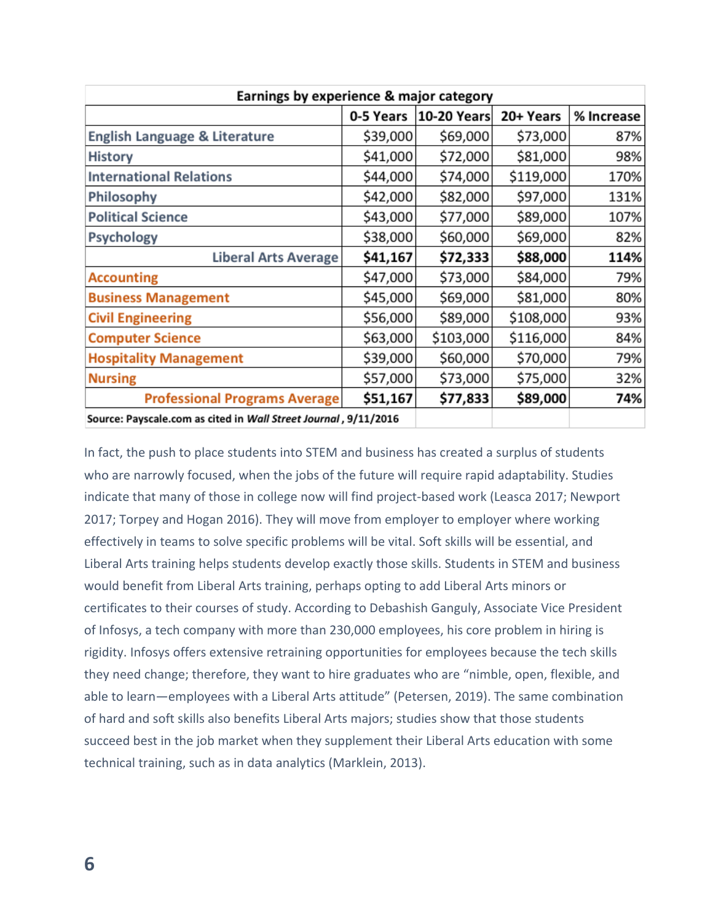| Earnings by experience & major category | | | | |
|---|---|---|---|---|
| | 0-5 Years | 10-20 Years | 20+ Years | % Increase |
| English Language & Literature | $39,000 | $69,000 | $73,000 | 87% |
| History | $41,000 | $72,000 | $81,000 | 98% |
| International Relations | $44,000 | $74,000 | $119,000 | 170% |
| Philosophy | $42,000 | $82,000 | $97,000 | 131% |
| Political Science | $43,000 | $77,000 | $89,000 | 107% |
| Psychology | $38,000 | $60,000 | $69,000 | 82% |
| Liberal Arts Average | **$41,167** | **$72,333** | **$88,000** | **114%** |
| Accounting | $47,000 | $73,000 | $84,000 | 79% |
| Business Management | $45,000 | $69,000 | $81,000 | 80% |
| Civil Engineering | $56,000 | $89,000 | $108,000 | 93% |
| Computer Science | $63,000 | $103,000 | $116,000 | 84% |
| Hospitality Management | $39,000 | $60,000 | $70,000 | 79% |
| Nursing | $57,000 | $73,000 | $75,000 | 32% |
| Professional Programs Average | **$51,167** | **$77,833** | **$89,000** | **74%** |

Source: Payscale.com as cited in *Wall Street Journal*, 9/11/2016

In fact, the push to place students into STEM and business has created a surplus of students who are narrowly focused, when the jobs of the future will require rapid adaptability. Studies indicate that many of those in college now will find project-based work (Leasca 2017; Newport 2017; Torpey and Hogan 2016). They will move from employer to employer where working effectively in teams to solve specific problems will be vital. Soft skills will be essential, and Liberal Arts training helps students develop exactly those skills. Students in STEM and business would benefit from Liberal Arts training, perhaps opting to add Liberal Arts minors or certificates to their courses of study. According to Debashish Ganguly, Associate Vice President of Infosys, a tech company with more than 230,000 employees, his core problem in hiring is rigidity. Infosys offers extensive retraining opportunities for employees because the tech skills they need change; therefore, they want to hire graduates who are "nimble, open, flexible, and able to learn—employees with a Liberal Arts attitude" (Petersen, 2019). The same combination of hard and soft skills also benefits Liberal Arts majors; studies show that those students succeed best in the job market when they supplement their Liberal Arts education with some technical training, such as in data analytics (Marklein, 2013).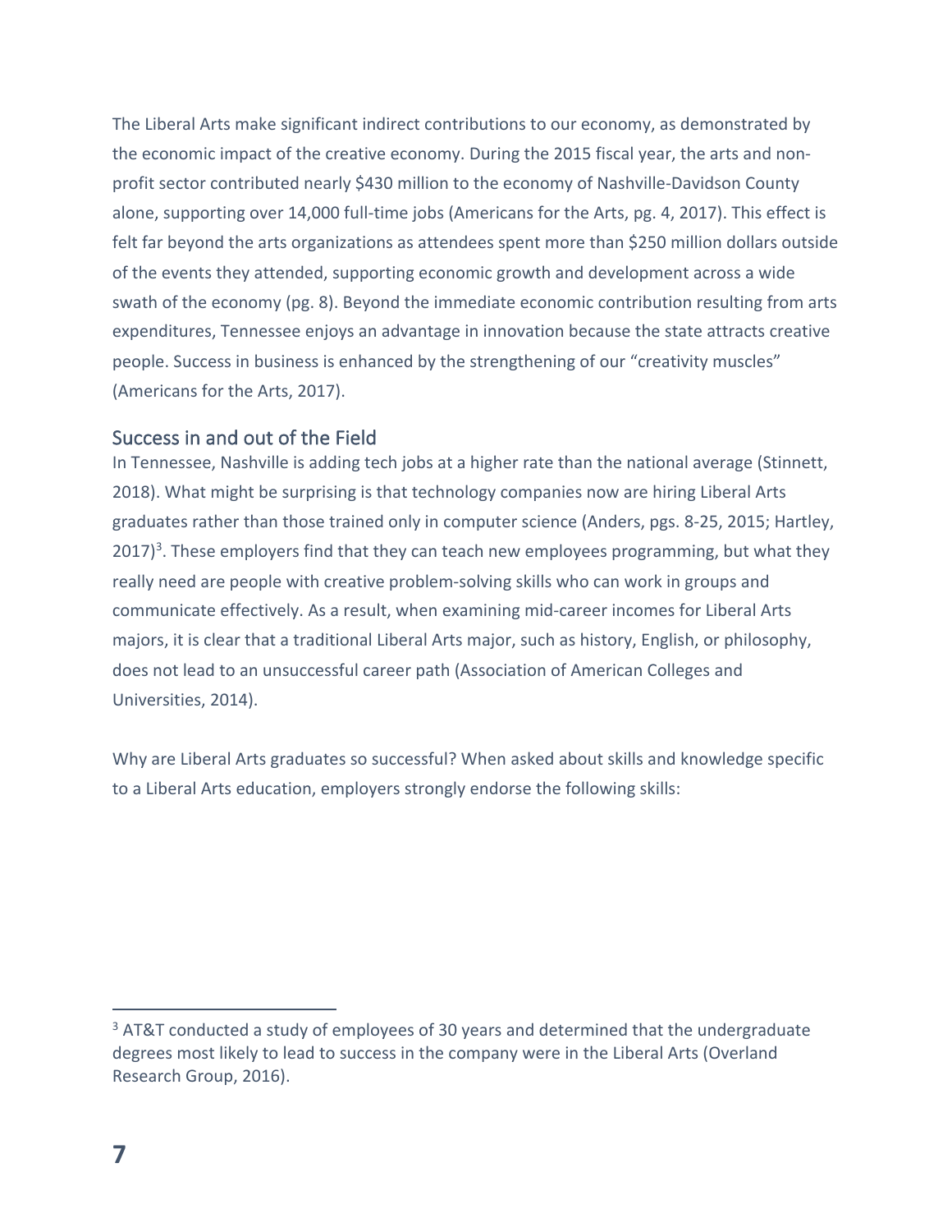The Liberal Arts make significant indirect contributions to our economy, as demonstrated by the economic impact of the creative economy. During the 2015 fiscal year, the arts and non-profit sector contributed nearly $430 million to the economy of Nashville-Davidson County alone, supporting over 14,000 full-time jobs (Americans for the Arts, pg. 4, 2017). This effect is felt far beyond the arts organizations as attendees spent more than $250 million dollars outside of the events they attended, supporting economic growth and development across a wide swath of the economy (pg. 8). Beyond the immediate economic contribution resulting from arts expenditures, Tennessee enjoys an advantage in innovation because the state attracts creative people. Success in business is enhanced by the strengthening of our "creativity muscles" (Americans for the Arts, 2017).

## Success in and out of the Field

In Tennessee, Nashville is adding tech jobs at a higher rate than the national average (Stinnett, 2018). What might be surprising is that technology companies now are hiring Liberal Arts graduates rather than those trained only in computer science (Anders, pgs. 8-25, 2015; Hartley, 2017)[3]. These employers find that they can teach new employees programming, but what they really need are people with creative problem-solving skills who can work in groups and communicate effectively. As a result, when examining mid-career incomes for Liberal Arts majors, it is clear that a traditional Liberal Arts major, such as history, English, or philosophy, does not lead to an unsuccessful career path (Association of American Colleges and Universities, 2014).

Why are Liberal Arts graduates so successful? When asked about skills and knowledge specific to a Liberal Arts education, employers strongly endorse the following skills:

---

[3] AT&T conducted a study of employees of 30 years and determined that the undergraduate degrees most likely to lead to success in the company were in the Liberal Arts (Overland Research Group, 2016).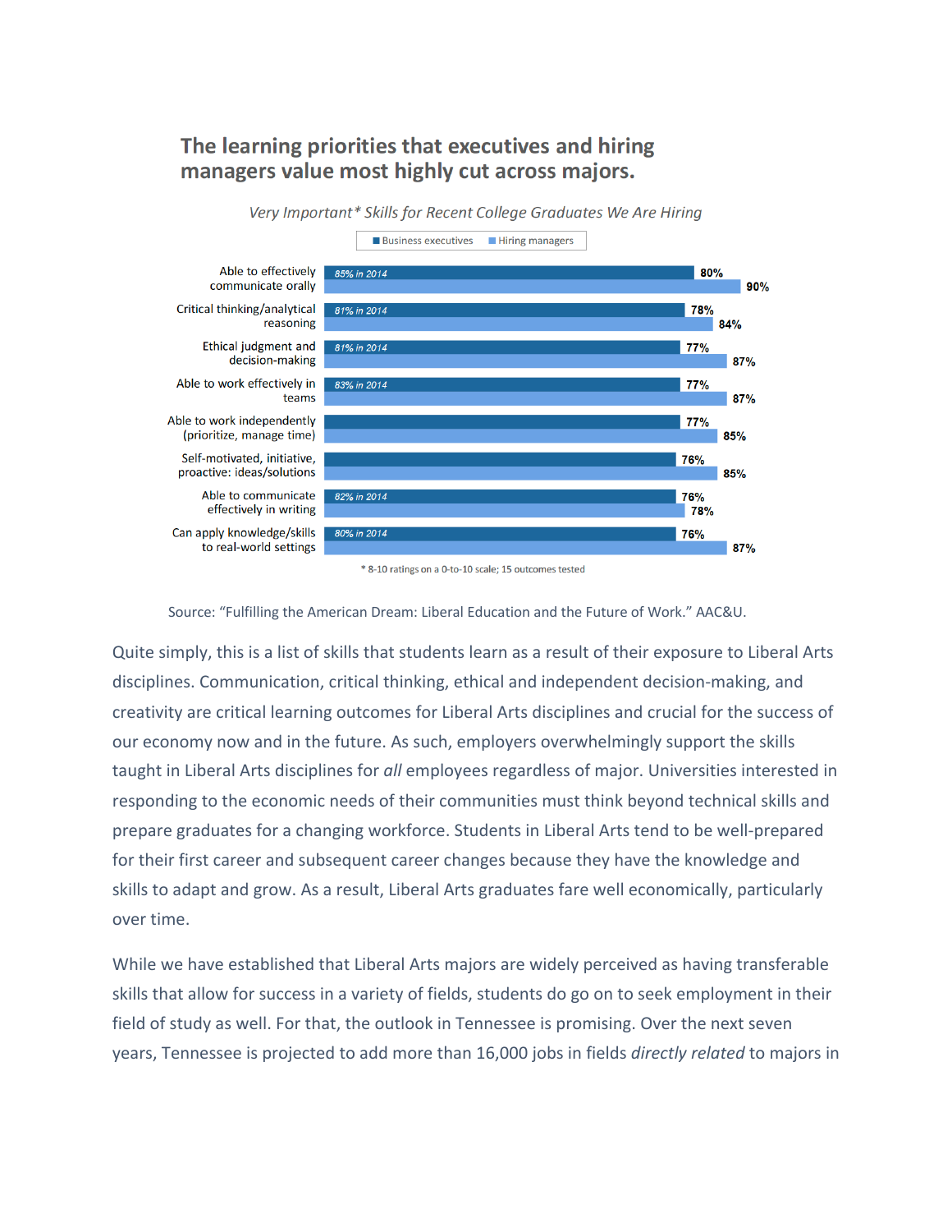## The learning priorities that executives and hiring managers value most highly cut across majors.

*Very Important\* Skills for Recent College Graduates We Are Hiring*

| Skill | Business executives | Hiring managers |
| --- | --- | --- |
| Able to effectively communicate orally | 80% (85% in 2014) | 90% |
| Critical thinking/analytical reasoning | 78% (81% in 2014) | 84% |
| Ethical judgment and decision-making | 77% (81% in 2014) | 87% |
| Able to work effectively in teams | 77% (83% in 2014) | 87% |
| Able to work independently (prioritize, manage time) | 77% | 85% |
| Self-motivated, initiative, proactive: ideas/solutions | 76% | 85% |
| Able to communicate effectively in writing | 76% (82% in 2014) | 78% |
| Can apply knowledge/skills to real-world settings | 76% (80% in 2014) | 87% |

\* 8-10 ratings on a 0-to-10 scale; 15 outcomes tested

Source: "Fulfilling the American Dream: Liberal Education and the Future of Work." AAC&U.

Quite simply, this is a list of skills that students learn as a result of their exposure to Liberal Arts disciplines. Communication, critical thinking, ethical and independent decision-making, and creativity are critical learning outcomes for Liberal Arts disciplines and crucial for the success of our economy now and in the future. As such, employers overwhelmingly support the skills taught in Liberal Arts disciplines for *all* employees regardless of major. Universities interested in responding to the economic needs of their communities must think beyond technical skills and prepare graduates for a changing workforce. Students in Liberal Arts tend to be well-prepared for their first career and subsequent career changes because they have the knowledge and skills to adapt and grow. As a result, Liberal Arts graduates fare well economically, particularly over time.

While we have established that Liberal Arts majors are widely perceived as having transferable skills that allow for success in a variety of fields, students do go on to seek employment in their field of study as well. For that, the outlook in Tennessee is promising. Over the next seven years, Tennessee is projected to add more than 16,000 jobs in fields *directly related* to majors in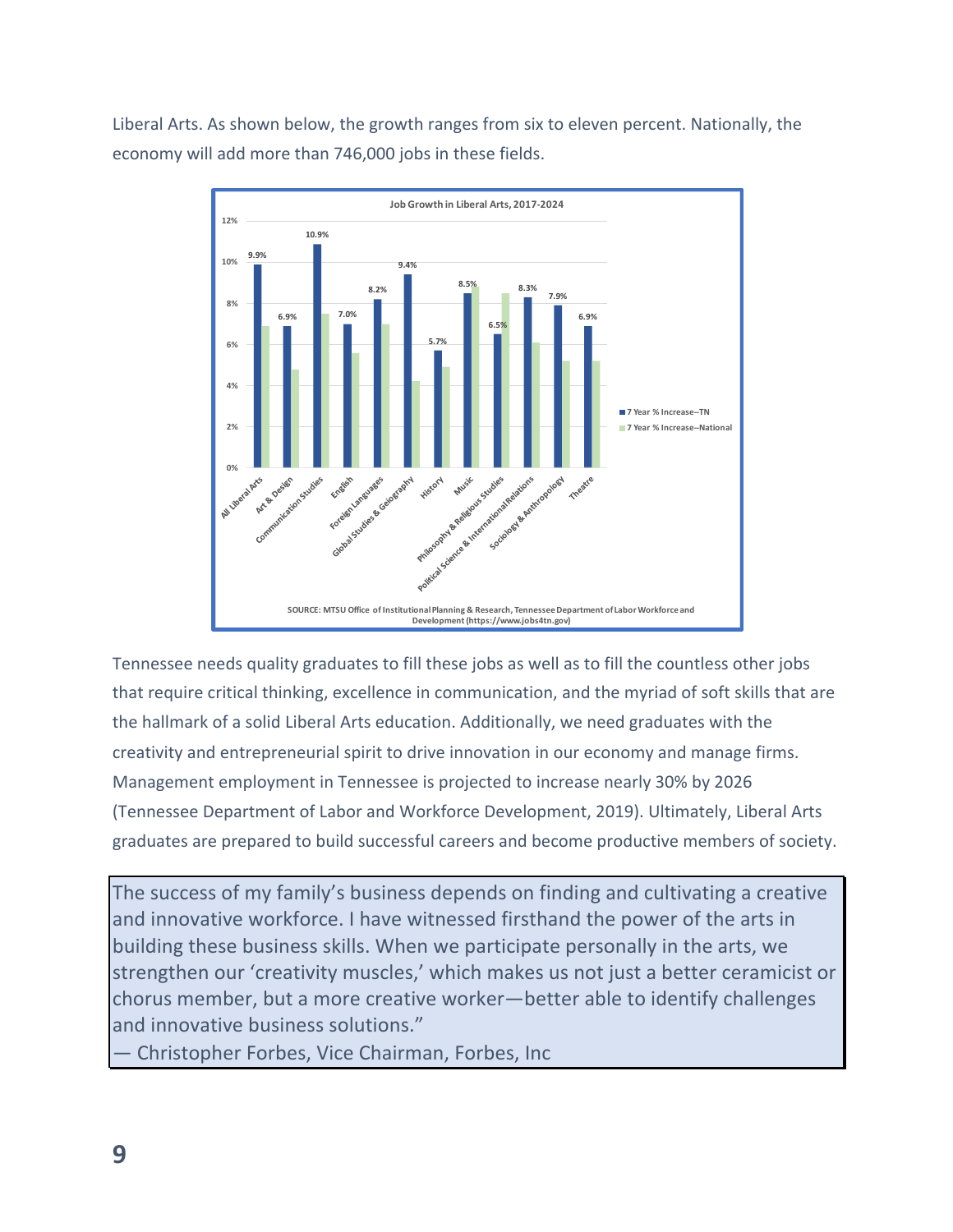Liberal Arts. As shown below, the growth ranges from six to eleven percent. Nationally, the economy will add more than 746,000 jobs in these fields.

**Job Growth in Liberal Arts, 2017-2024**

| Field | 7 Year % Increase–TN |
|---|---|
| All Liberal Arts | 9.9% |
| Art & Design | 6.9% |
| Communication Studies | 10.9% |
| English | 7.0% |
| Foreign Languages | 8.2% |
| Global Studies & Geography | 9.4% |
| History | 5.7% |
| Music | 8.5% |
| Philosophy & Religious Studies | 6.5% |
| Political Science & International Relations | 8.3% |
| Sociology & Anthropology | 7.9% |
| Theatre | 6.9% |

SOURCE: MTSU Office of Institutional Planning & Research, Tennessee Department of Labor Workforce and Development (https://www.jobs4tn.gov)

Tennessee needs quality graduates to fill these jobs as well as to fill the countless other jobs that require critical thinking, excellence in communication, and the myriad of soft skills that are the hallmark of a solid Liberal Arts education. Additionally, we need graduates with the creativity and entrepreneurial spirit to drive innovation in our economy and manage firms. Management employment in Tennessee is projected to increase nearly 30% by 2026 (Tennessee Department of Labor and Workforce Development, 2019). Ultimately, Liberal Arts graduates are prepared to build successful careers and become productive members of society.

> The success of my family's business depends on finding and cultivating a creative and innovative workforce. I have witnessed firsthand the power of the arts in building these business skills. When we participate personally in the arts, we strengthen our 'creativity muscles,' which makes us not just a better ceramicist or chorus member, but a more creative worker—better able to identify challenges and innovative business solutions."
> — Christopher Forbes, Vice Chairman, Forbes, Inc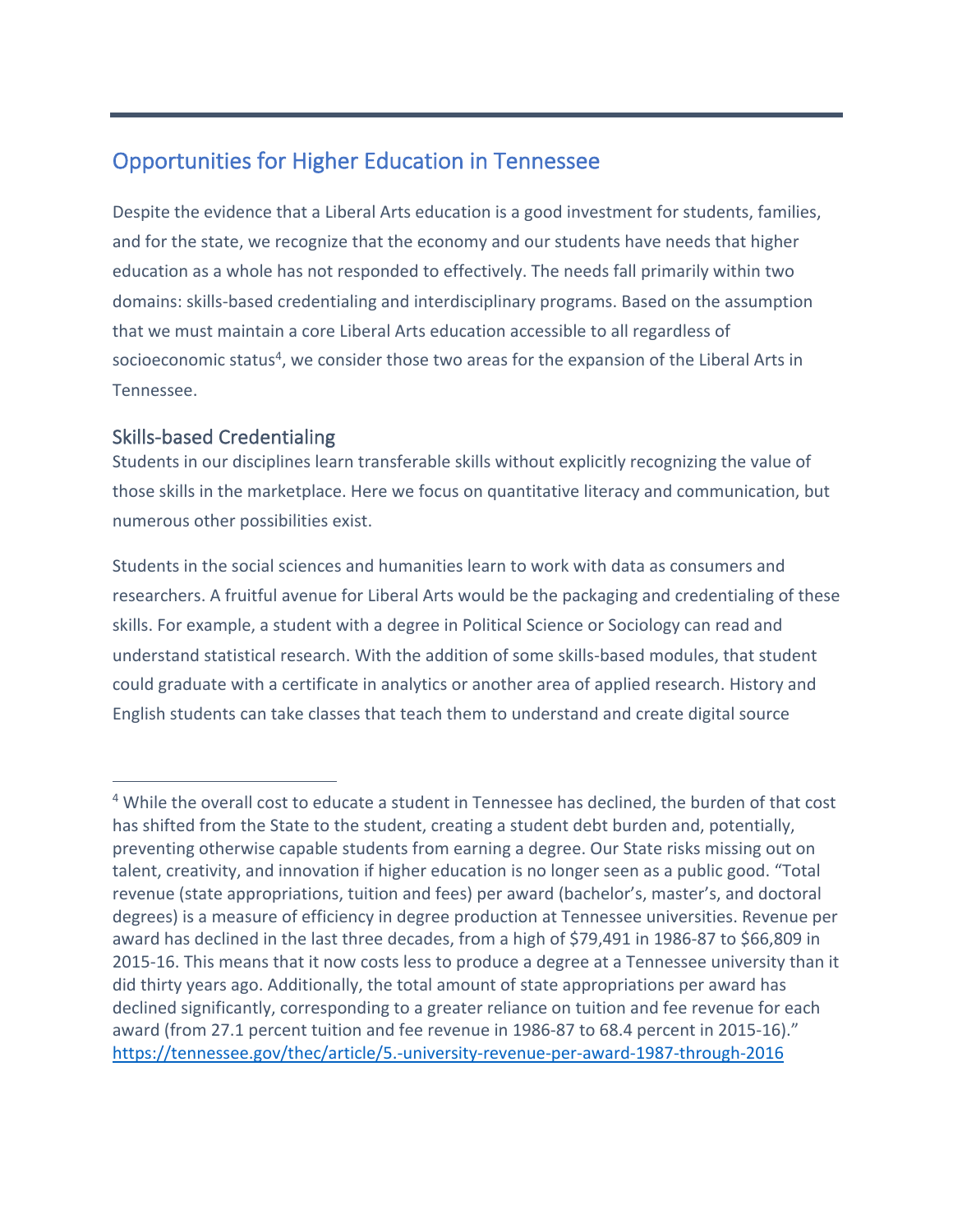## Opportunities for Higher Education in Tennessee

Despite the evidence that a Liberal Arts education is a good investment for students, families, and for the state, we recognize that the economy and our students have needs that higher education as a whole has not responded to effectively. The needs fall primarily within two domains: skills-based credentialing and interdisciplinary programs. Based on the assumption that we must maintain a core Liberal Arts education accessible to all regardless of socioeconomic status[4], we consider those two areas for the expansion of the Liberal Arts in Tennessee.

### Skills-based Credentialing

Students in our disciplines learn transferable skills without explicitly recognizing the value of those skills in the marketplace. Here we focus on quantitative literacy and communication, but numerous other possibilities exist.

Students in the social sciences and humanities learn to work with data as consumers and researchers. A fruitful avenue for Liberal Arts would be the packaging and credentialing of these skills. For example, a student with a degree in Political Science or Sociology can read and understand statistical research. With the addition of some skills-based modules, that student could graduate with a certificate in analytics or another area of applied research. History and English students can take classes that teach them to understand and create digital source

---

[4] While the overall cost to educate a student in Tennessee has declined, the burden of that cost has shifted from the State to the student, creating a student debt burden and, potentially, preventing otherwise capable students from earning a degree. Our State risks missing out on talent, creativity, and innovation if higher education is no longer seen as a public good. "Total revenue (state appropriations, tuition and fees) per award (bachelor's, master's, and doctoral degrees) is a measure of efficiency in degree production at Tennessee universities. Revenue per award has declined in the last three decades, from a high of $79,491 in 1986-87 to $66,809 in 2015-16. This means that it now costs less to produce a degree at a Tennessee university than it did thirty years ago. Additionally, the total amount of state appropriations per award has declined significantly, corresponding to a greater reliance on tuition and fee revenue for each award (from 27.1 percent tuition and fee revenue in 1986-87 to 68.4 percent in 2015-16)." https://tennessee.gov/thec/article/5.-university-revenue-per-award-1987-through-2016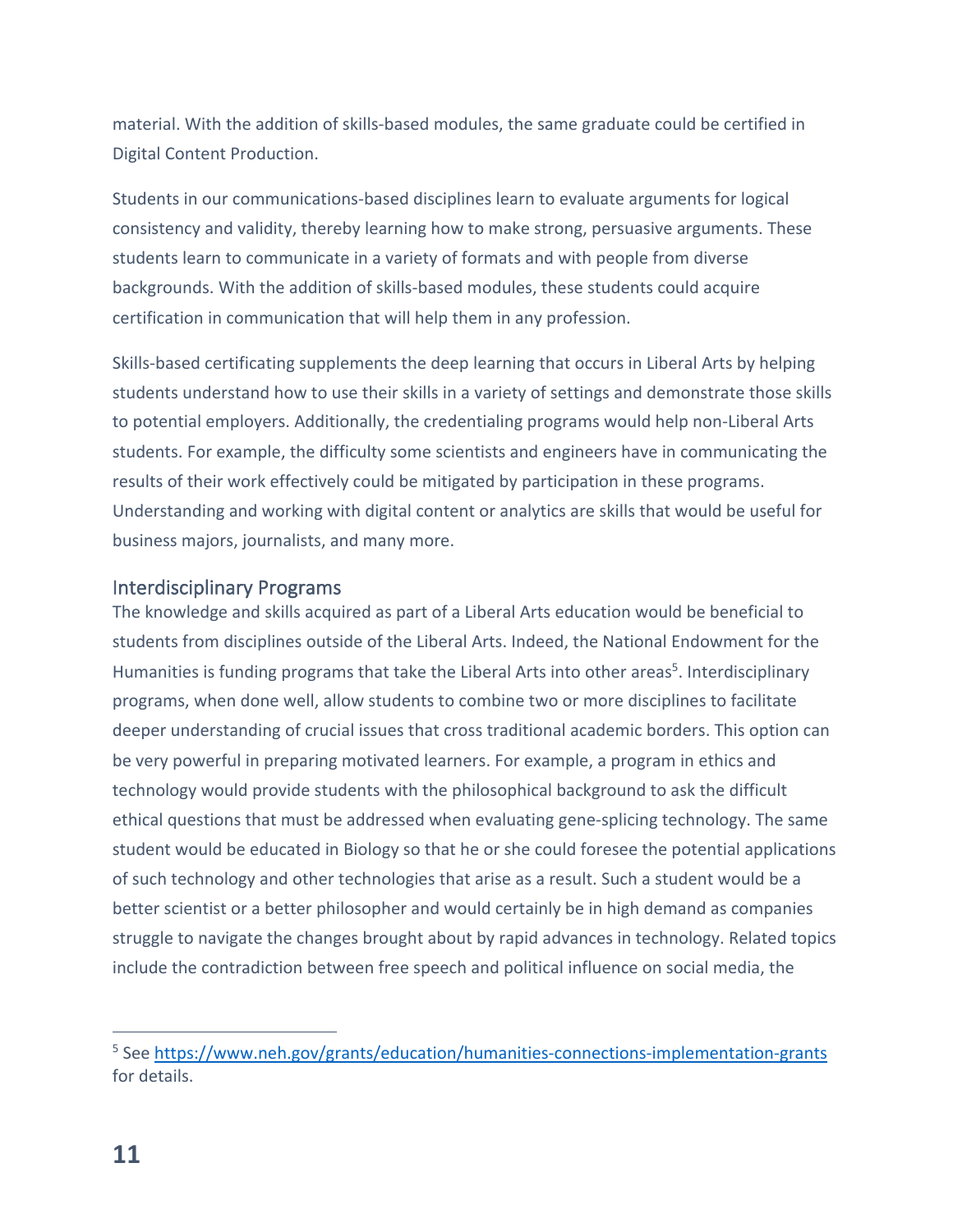material. With the addition of skills-based modules, the same graduate could be certified in Digital Content Production.

Students in our communications-based disciplines learn to evaluate arguments for logical consistency and validity, thereby learning how to make strong, persuasive arguments. These students learn to communicate in a variety of formats and with people from diverse backgrounds. With the addition of skills-based modules, these students could acquire certification in communication that will help them in any profession.

Skills-based certificating supplements the deep learning that occurs in Liberal Arts by helping students understand how to use their skills in a variety of settings and demonstrate those skills to potential employers. Additionally, the credentialing programs would help non-Liberal Arts students. For example, the difficulty some scientists and engineers have in communicating the results of their work effectively could be mitigated by participation in these programs. Understanding and working with digital content or analytics are skills that would be useful for business majors, journalists, and many more.

## Interdisciplinary Programs

The knowledge and skills acquired as part of a Liberal Arts education would be beneficial to students from disciplines outside of the Liberal Arts. Indeed, the National Endowment for the Humanities is funding programs that take the Liberal Arts into other areas[5]. Interdisciplinary programs, when done well, allow students to combine two or more disciplines to facilitate deeper understanding of crucial issues that cross traditional academic borders. This option can be very powerful in preparing motivated learners. For example, a program in ethics and technology would provide students with the philosophical background to ask the difficult ethical questions that must be addressed when evaluating gene-splicing technology. The same student would be educated in Biology so that he or she could foresee the potential applications of such technology and other technologies that arise as a result. Such a student would be a better scientist or a better philosopher and would certainly be in high demand as companies struggle to navigate the changes brought about by rapid advances in technology. Related topics include the contradiction between free speech and political influence on social media, the

---

[5] See https://www.neh.gov/grants/education/humanities-connections-implementation-grants for details.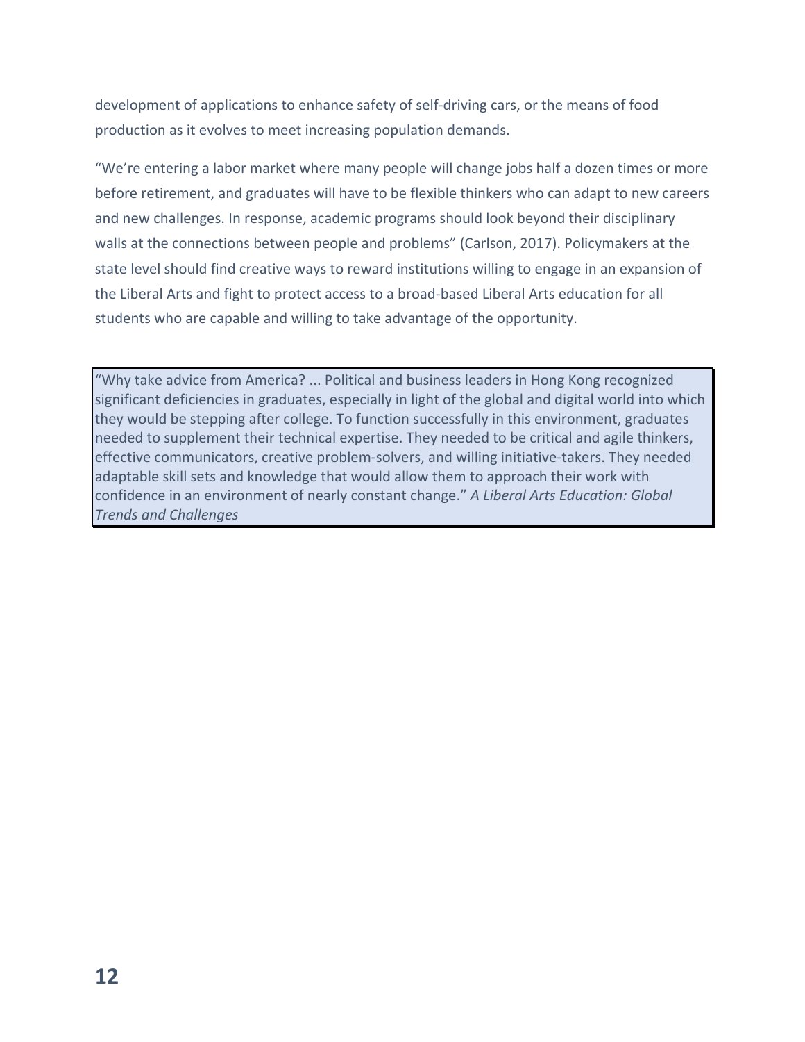development of applications to enhance safety of self-driving cars, or the means of food production as it evolves to meet increasing population demands.

"We're entering a labor market where many people will change jobs half a dozen times or more before retirement, and graduates will have to be flexible thinkers who can adapt to new careers and new challenges. In response, academic programs should look beyond their disciplinary walls at the connections between people and problems" (Carlson, 2017). Policymakers at the state level should find creative ways to reward institutions willing to engage in an expansion of the Liberal Arts and fight to protect access to a broad-based Liberal Arts education for all students who are capable and willing to take advantage of the opportunity.

> "Why take advice from America? ... Political and business leaders in Hong Kong recognized significant deficiencies in graduates, especially in light of the global and digital world into which they would be stepping after college. To function successfully in this environment, graduates needed to supplement their technical expertise. They needed to be critical and agile thinkers, effective communicators, creative problem-solvers, and willing initiative-takers. They needed adaptable skill sets and knowledge that would allow them to approach their work with confidence in an environment of nearly constant change." *A Liberal Arts Education: Global Trends and Challenges*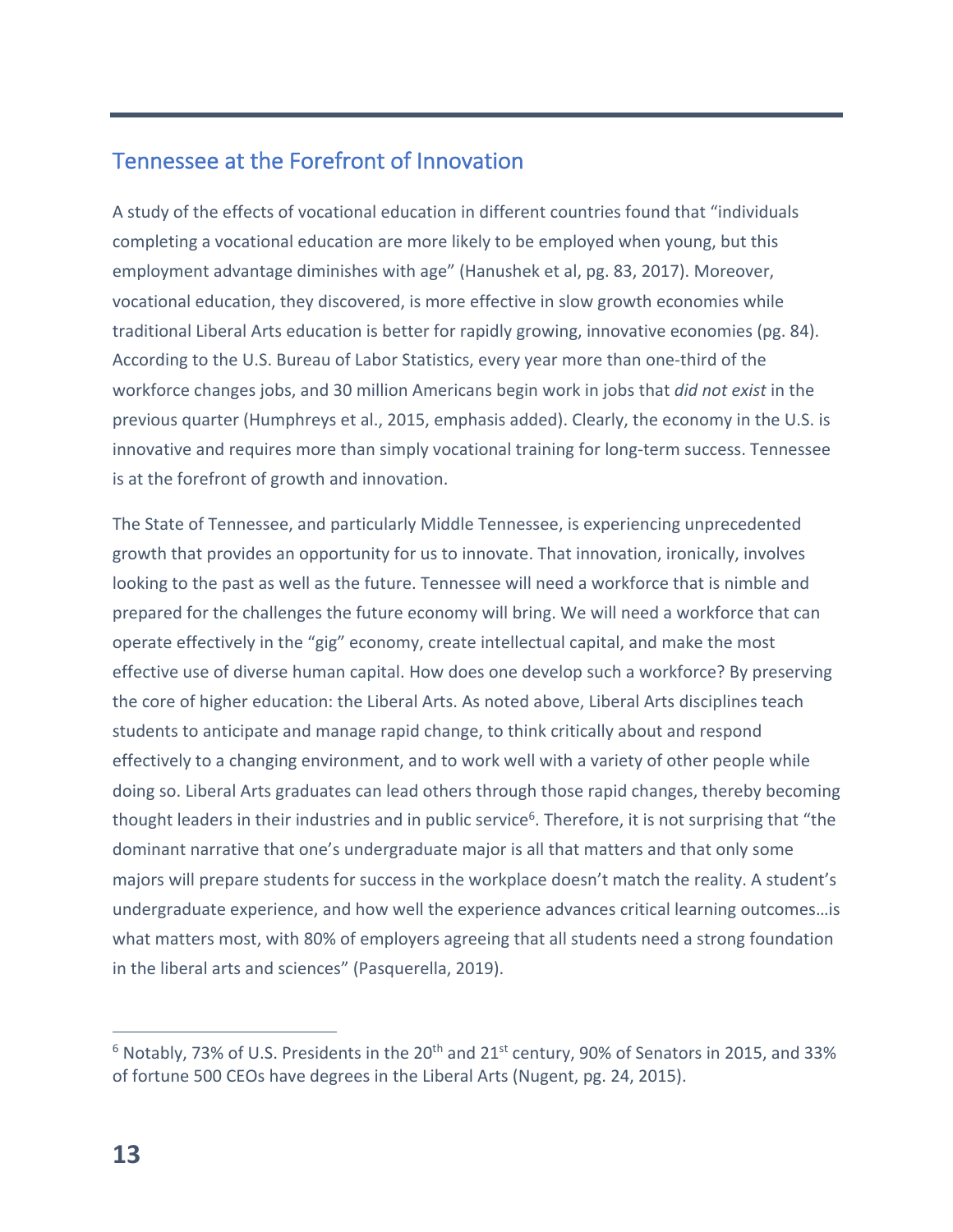## Tennessee at the Forefront of Innovation

A study of the effects of vocational education in different countries found that "individuals completing a vocational education are more likely to be employed when young, but this employment advantage diminishes with age" (Hanushek et al, pg. 83, 2017). Moreover, vocational education, they discovered, is more effective in slow growth economies while traditional Liberal Arts education is better for rapidly growing, innovative economies (pg. 84). According to the U.S. Bureau of Labor Statistics, every year more than one-third of the workforce changes jobs, and 30 million Americans begin work in jobs that *did not exist* in the previous quarter (Humphreys et al., 2015, emphasis added). Clearly, the economy in the U.S. is innovative and requires more than simply vocational training for long-term success. Tennessee is at the forefront of growth and innovation.

The State of Tennessee, and particularly Middle Tennessee, is experiencing unprecedented growth that provides an opportunity for us to innovate. That innovation, ironically, involves looking to the past as well as the future. Tennessee will need a workforce that is nimble and prepared for the challenges the future economy will bring. We will need a workforce that can operate effectively in the "gig" economy, create intellectual capital, and make the most effective use of diverse human capital. How does one develop such a workforce? By preserving the core of higher education: the Liberal Arts. As noted above, Liberal Arts disciplines teach students to anticipate and manage rapid change, to think critically about and respond effectively to a changing environment, and to work well with a variety of other people while doing so. Liberal Arts graduates can lead others through those rapid changes, thereby becoming thought leaders in their industries and in public service[6]. Therefore, it is not surprising that "the dominant narrative that one's undergraduate major is all that matters and that only some majors will prepare students for success in the workplace doesn't match the reality. A student's undergraduate experience, and how well the experience advances critical learning outcomes…is what matters most, with 80% of employers agreeing that all students need a strong foundation in the liberal arts and sciences" (Pasquerella, 2019).

---

[6] Notably, 73% of U.S. Presidents in the 20th and 21st century, 90% of Senators in 2015, and 33% of fortune 500 CEOs have degrees in the Liberal Arts (Nugent, pg. 24, 2015).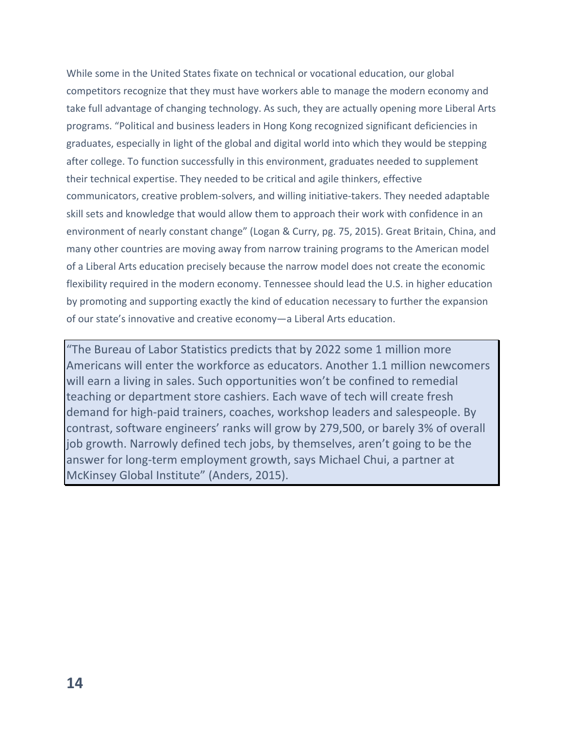While some in the United States fixate on technical or vocational education, our global competitors recognize that they must have workers able to manage the modern economy and take full advantage of changing technology. As such, they are actually opening more Liberal Arts programs. “Political and business leaders in Hong Kong recognized significant deficiencies in graduates, especially in light of the global and digital world into which they would be stepping after college. To function successfully in this environment, graduates needed to supplement their technical expertise. They needed to be critical and agile thinkers, effective communicators, creative problem-solvers, and willing initiative-takers. They needed adaptable skill sets and knowledge that would allow them to approach their work with confidence in an environment of nearly constant change” (Logan & Curry, pg. 75, 2015). Great Britain, China, and many other countries are moving away from narrow training programs to the American model of a Liberal Arts education precisely because the narrow model does not create the economic flexibility required in the modern economy. Tennessee should lead the U.S. in higher education by promoting and supporting exactly the kind of education necessary to further the expansion of our state’s innovative and creative economy—a Liberal Arts education.

> “The Bureau of Labor Statistics predicts that by 2022 some 1 million more Americans will enter the workforce as educators. Another 1.1 million newcomers will earn a living in sales. Such opportunities won’t be confined to remedial teaching or department store cashiers. Each wave of tech will create fresh demand for high-paid trainers, coaches, workshop leaders and salespeople. By contrast, software engineers’ ranks will grow by 279,500, or barely 3% of overall job growth. Narrowly defined tech jobs, by themselves, aren’t going to be the answer for long-term employment growth, says Michael Chui, a partner at McKinsey Global Institute” (Anders, 2015).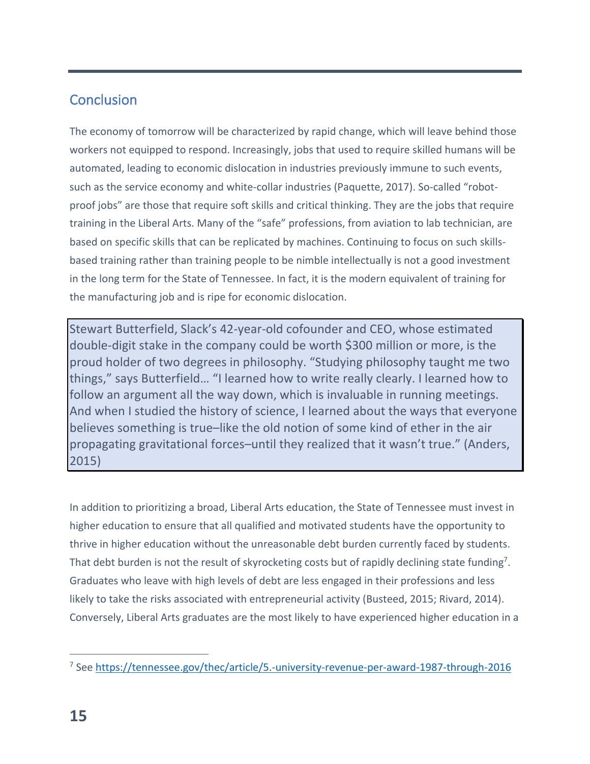## Conclusion

The economy of tomorrow will be characterized by rapid change, which will leave behind those workers not equipped to respond. Increasingly, jobs that used to require skilled humans will be automated, leading to economic dislocation in industries previously immune to such events, such as the service economy and white-collar industries (Paquette, 2017). So-called "robot-proof jobs" are those that require soft skills and critical thinking. They are the jobs that require training in the Liberal Arts. Many of the "safe" professions, from aviation to lab technician, are based on specific skills that can be replicated by machines. Continuing to focus on such skills-based training rather than training people to be nimble intellectually is not a good investment in the long term for the State of Tennessee. In fact, it is the modern equivalent of training for the manufacturing job and is ripe for economic dislocation.

> Stewart Butterfield, Slack's 42-year-old cofounder and CEO, whose estimated double-digit stake in the company could be worth $300 million or more, is the proud holder of two degrees in philosophy. "Studying philosophy taught me two things," says Butterfield… "I learned how to write really clearly. I learned how to follow an argument all the way down, which is invaluable in running meetings. And when I studied the history of science, I learned about the ways that everyone believes something is true–like the old notion of some kind of ether in the air propagating gravitational forces–until they realized that it wasn't true." (Anders, 2015)

In addition to prioritizing a broad, Liberal Arts education, the State of Tennessee must invest in higher education to ensure that all qualified and motivated students have the opportunity to thrive in higher education without the unreasonable debt burden currently faced by students. That debt burden is not the result of skyrocketing costs but of rapidly declining state funding[7]. Graduates who leave with high levels of debt are less engaged in their professions and less likely to take the risks associated with entrepreneurial activity (Busteed, 2015; Rivard, 2014). Conversely, Liberal Arts graduates are the most likely to have experienced higher education in a

[7] See https://tennessee.gov/thec/article/5.-university-revenue-per-award-1987-through-2016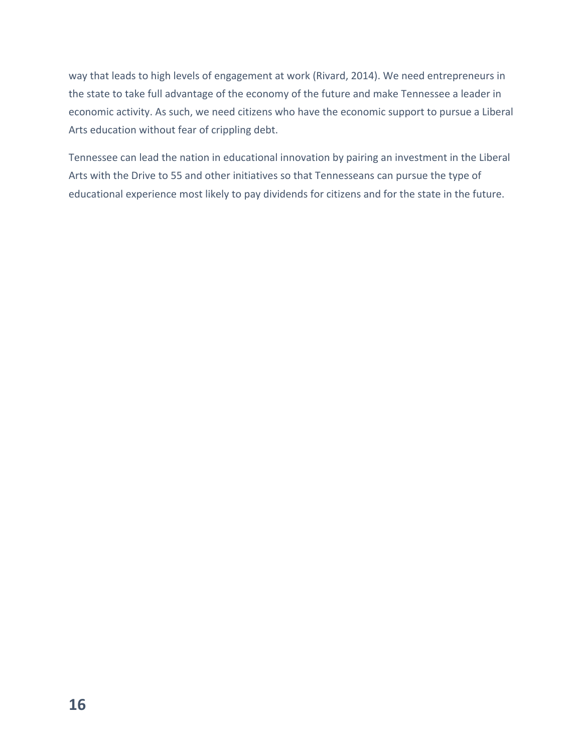way that leads to high levels of engagement at work (Rivard, 2014). We need entrepreneurs in the state to take full advantage of the economy of the future and make Tennessee a leader in economic activity. As such, we need citizens who have the economic support to pursue a Liberal Arts education without fear of crippling debt.

Tennessee can lead the nation in educational innovation by pairing an investment in the Liberal Arts with the Drive to 55 and other initiatives so that Tennesseans can pursue the type of educational experience most likely to pay dividends for citizens and for the state in the future.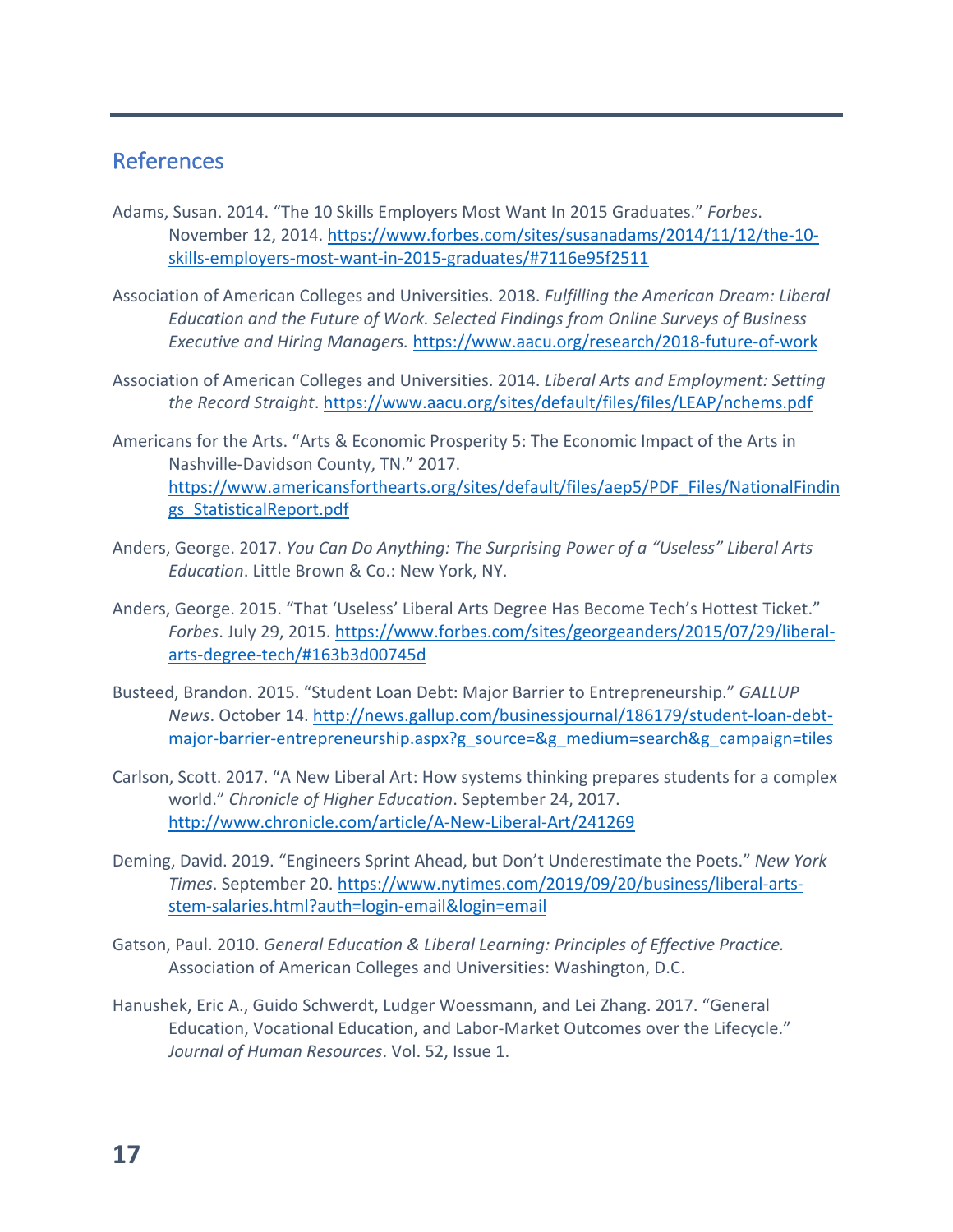## References

Adams, Susan. 2014. "The 10 Skills Employers Most Want In 2015 Graduates." *Forbes*. November 12, 2014. https://www.forbes.com/sites/susanadams/2014/11/12/the-10-skills-employers-most-want-in-2015-graduates/#7116e95f2511

Association of American Colleges and Universities. 2018. *Fulfilling the American Dream: Liberal Education and the Future of Work. Selected Findings from Online Surveys of Business Executive and Hiring Managers.* https://www.aacu.org/research/2018-future-of-work

Association of American Colleges and Universities. 2014. *Liberal Arts and Employment: Setting the Record Straight*. https://www.aacu.org/sites/default/files/files/LEAP/nchems.pdf

Americans for the Arts. "Arts & Economic Prosperity 5: The Economic Impact of the Arts in Nashville-Davidson County, TN." 2017. https://www.americansforthearts.org/sites/default/files/aep5/PDF_Files/NationalFindings_StatisticalReport.pdf

Anders, George. 2017. *You Can Do Anything: The Surprising Power of a "Useless" Liberal Arts Education*. Little Brown & Co.: New York, NY.

Anders, George. 2015. "That 'Useless' Liberal Arts Degree Has Become Tech's Hottest Ticket." *Forbes*. July 29, 2015. https://www.forbes.com/sites/georgeanders/2015/07/29/liberal-arts-degree-tech/#163b3d00745d

Busteed, Brandon. 2015. "Student Loan Debt: Major Barrier to Entrepreneurship." *GALLUP News*. October 14. http://news.gallup.com/businessjournal/186179/student-loan-debt-major-barrier-entrepreneurship.aspx?g_source=&g_medium=search&g_campaign=tiles

Carlson, Scott. 2017. "A New Liberal Art: How systems thinking prepares students for a complex world." *Chronicle of Higher Education*. September 24, 2017. http://www.chronicle.com/article/A-New-Liberal-Art/241269

Deming, David. 2019. "Engineers Sprint Ahead, but Don't Underestimate the Poets." *New York Times*. September 20. https://www.nytimes.com/2019/09/20/business/liberal-arts-stem-salaries.html?auth=login-email&login=email

Gatson, Paul. 2010. *General Education & Liberal Learning: Principles of Effective Practice.* Association of American Colleges and Universities: Washington, D.C.

Hanushek, Eric A., Guido Schwerdt, Ludger Woessmann, and Lei Zhang. 2017. "General Education, Vocational Education, and Labor-Market Outcomes over the Lifecycle." *Journal of Human Resources*. Vol. 52, Issue 1.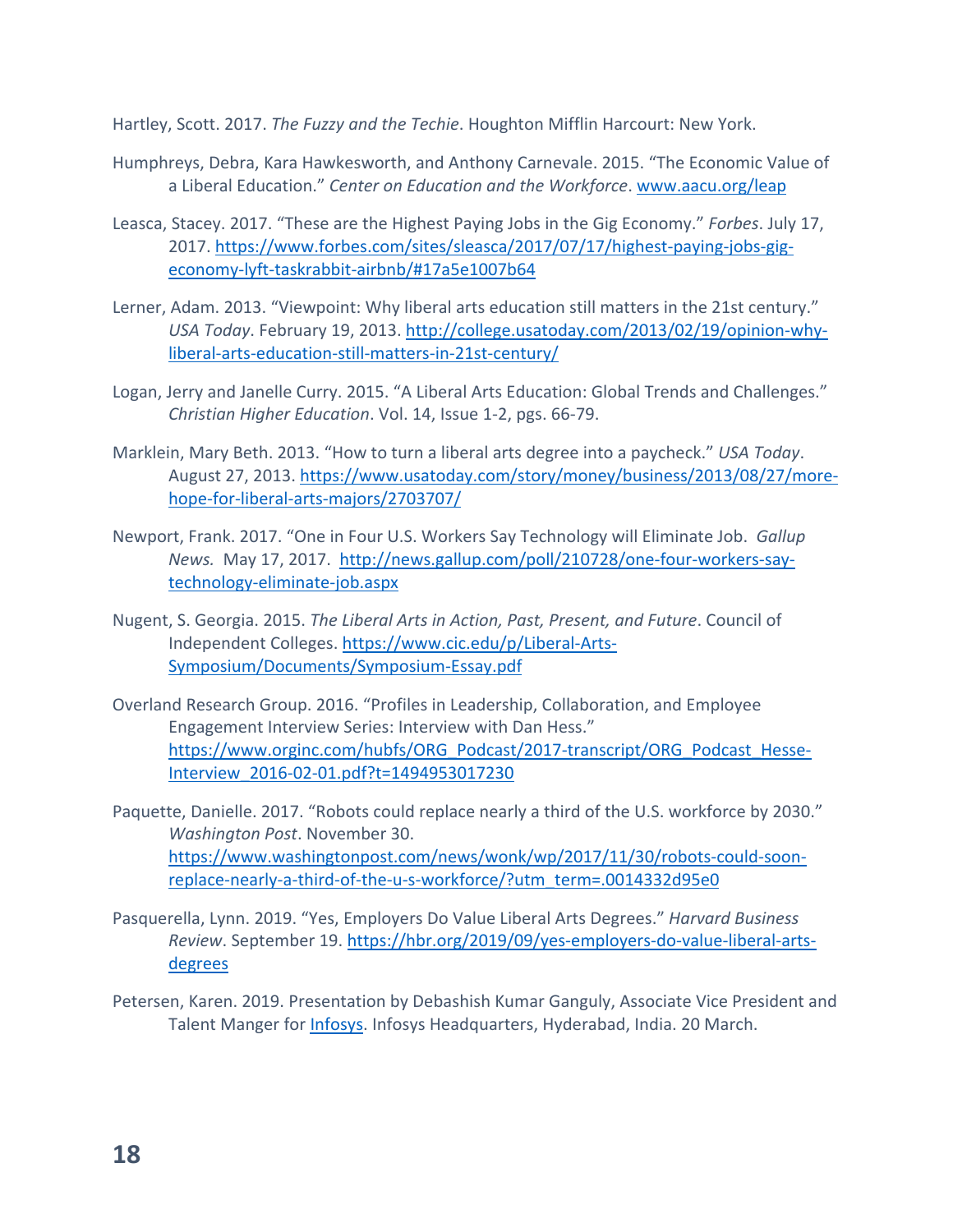Hartley, Scott. 2017. *The Fuzzy and the Techie*. Houghton Mifflin Harcourt: New York.

Humphreys, Debra, Kara Hawkesworth, and Anthony Carnevale. 2015. "The Economic Value of a Liberal Education." *Center on Education and the Workforce*. www.aacu.org/leap

Leasca, Stacey. 2017. "These are the Highest Paying Jobs in the Gig Economy." *Forbes*. July 17, 2017. https://www.forbes.com/sites/sleasca/2017/07/17/highest-paying-jobs-gig-economy-lyft-taskrabbit-airbnb/#17a5e1007b64

Lerner, Adam. 2013. "Viewpoint: Why liberal arts education still matters in the 21st century." *USA Today*. February 19, 2013. http://college.usatoday.com/2013/02/19/opinion-why-liberal-arts-education-still-matters-in-21st-century/

Logan, Jerry and Janelle Curry. 2015. "A Liberal Arts Education: Global Trends and Challenges." *Christian Higher Education*. Vol. 14, Issue 1-2, pgs. 66-79.

Marklein, Mary Beth. 2013. "How to turn a liberal arts degree into a paycheck." *USA Today*. August 27, 2013. https://www.usatoday.com/story/money/business/2013/08/27/more-hope-for-liberal-arts-majors/2703707/

Newport, Frank. 2017. "One in Four U.S. Workers Say Technology will Eliminate Job. *Gallup News.* May 17, 2017. http://news.gallup.com/poll/210728/one-four-workers-say-technology-eliminate-job.aspx

Nugent, S. Georgia. 2015. *The Liberal Arts in Action, Past, Present, and Future*. Council of Independent Colleges. https://www.cic.edu/p/Liberal-Arts-Symposium/Documents/Symposium-Essay.pdf

Overland Research Group. 2016. "Profiles in Leadership, Collaboration, and Employee Engagement Interview Series: Interview with Dan Hess." https://www.orginc.com/hubfs/ORG_Podcast/2017-transcript/ORG_Podcast_Hesse-Interview_2016-02-01.pdf?t=1494953017230

Paquette, Danielle. 2017. "Robots could replace nearly a third of the U.S. workforce by 2030." *Washington Post*. November 30. https://www.washingtonpost.com/news/wonk/wp/2017/11/30/robots-could-soon-replace-nearly-a-third-of-the-u-s-workforce/?utm_term=.0014332d95e0

Pasquerella, Lynn. 2019. "Yes, Employers Do Value Liberal Arts Degrees." *Harvard Business Review*. September 19. https://hbr.org/2019/09/yes-employers-do-value-liberal-arts-degrees

Petersen, Karen. 2019. Presentation by Debashish Kumar Ganguly, Associate Vice President and Talent Manger for Infosys. Infosys Headquarters, Hyderabad, India. 20 March.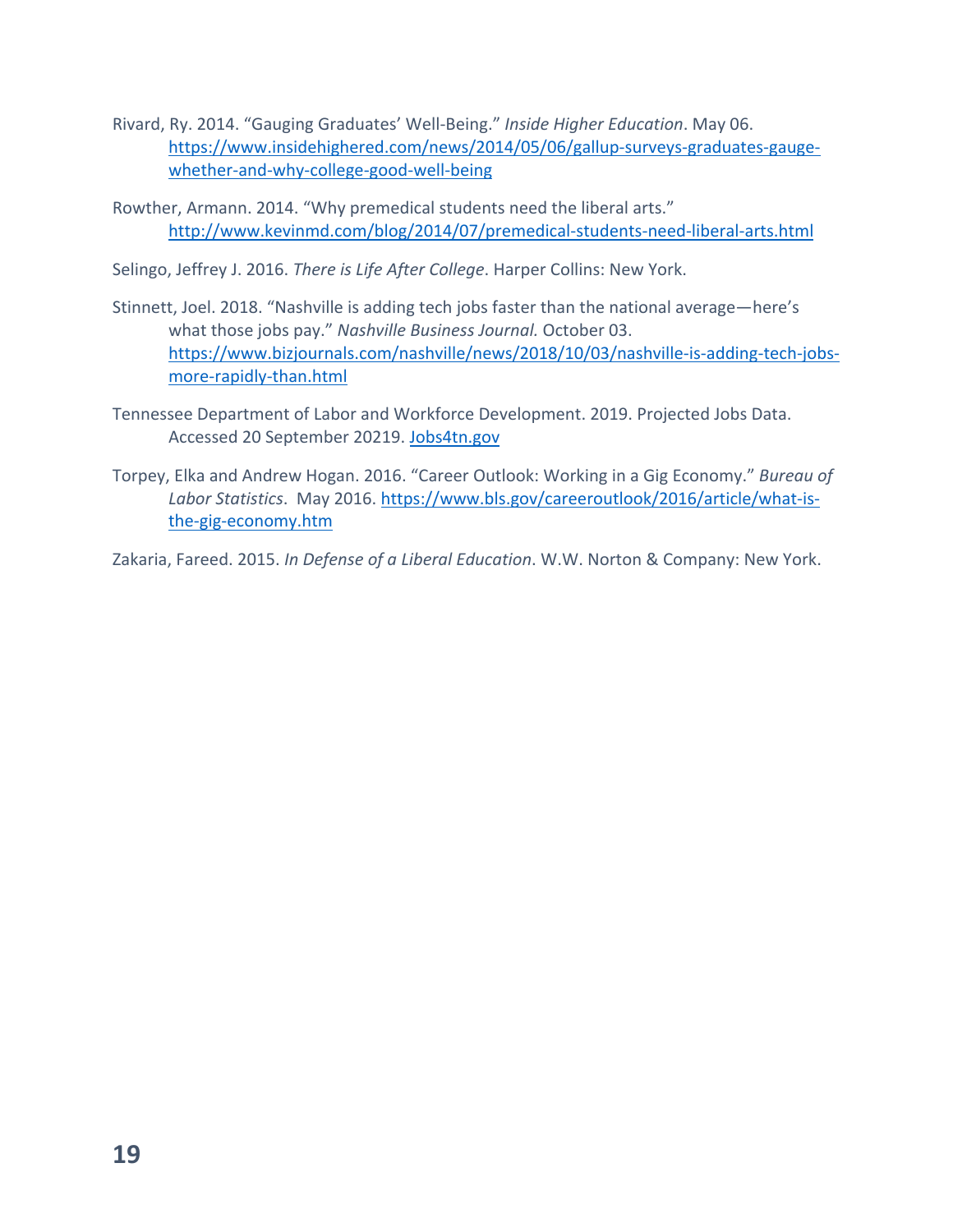Rivard, Ry. 2014. "Gauging Graduates' Well-Being." *Inside Higher Education*. May 06. https://www.insidehighered.com/news/2014/05/06/gallup-surveys-graduates-gauge-whether-and-why-college-good-well-being

Rowther, Armann. 2014. "Why premedical students need the liberal arts." http://www.kevinmd.com/blog/2014/07/premedical-students-need-liberal-arts.html

Selingo, Jeffrey J. 2016. *There is Life After College*. Harper Collins: New York.

Stinnett, Joel. 2018. "Nashville is adding tech jobs faster than the national average—here's what those jobs pay." *Nashville Business Journal.* October 03. https://www.bizjournals.com/nashville/news/2018/10/03/nashville-is-adding-tech-jobs-more-rapidly-than.html

Tennessee Department of Labor and Workforce Development. 2019. Projected Jobs Data. Accessed 20 September 20219. Jobs4tn.gov

Torpey, Elka and Andrew Hogan. 2016. "Career Outlook: Working in a Gig Economy." *Bureau of Labor Statistics*. May 2016. https://www.bls.gov/careeroutlook/2016/article/what-is-the-gig-economy.htm

Zakaria, Fareed. 2015. *In Defense of a Liberal Education*. W.W. Norton & Company: New York.